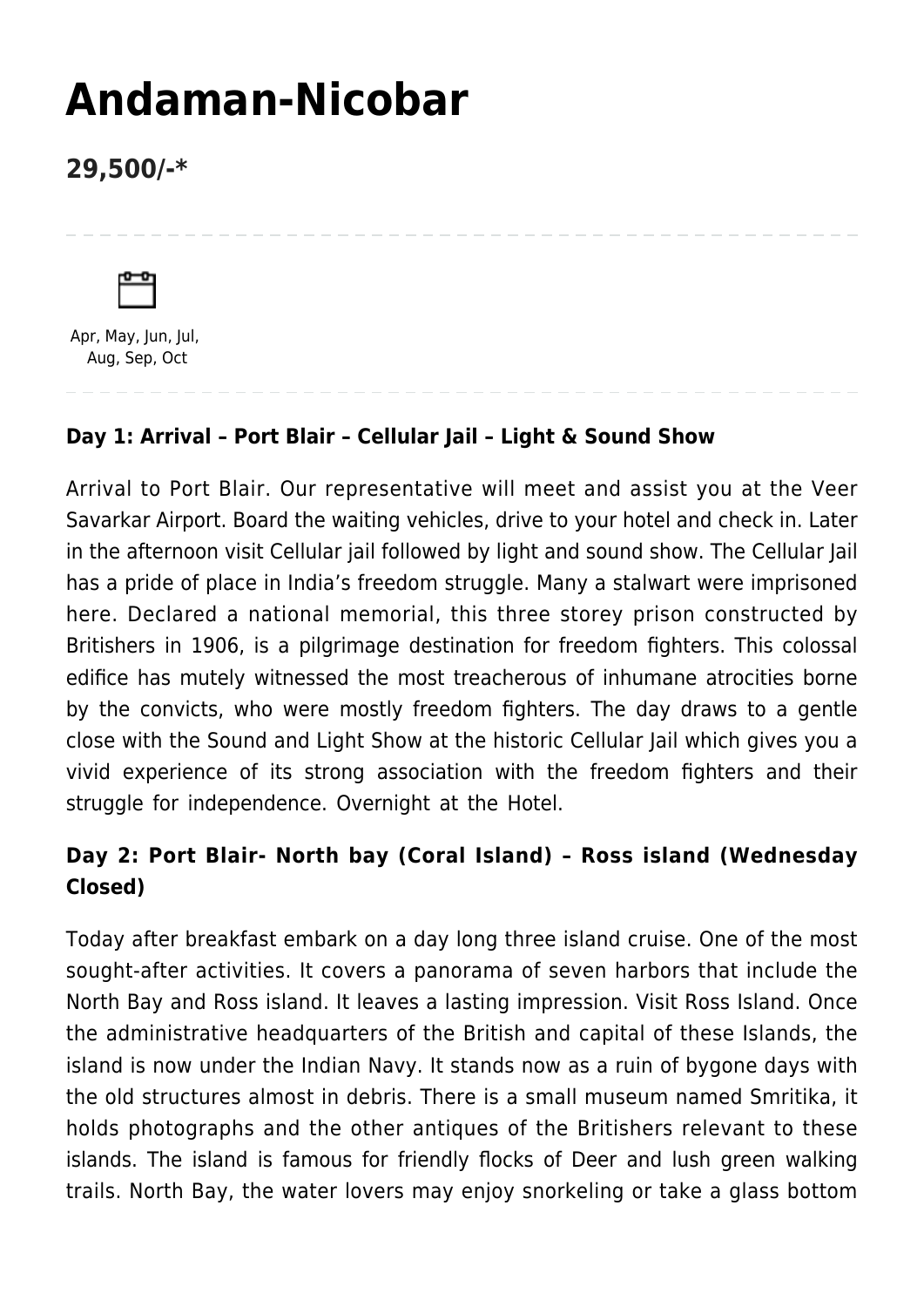# Andaman-Nicobar

## 29,500/-*

Apr, May, Jun, Jul, Aug, Sep, Oct

### Day 1: Arrival – Port Blair – Cellular Jail – Light & Sound Show

Arrival to Port Blair. Our representative will meet and assist you at the Veer Savarkar Airport. Board the waiting vehicles, drive to your hotel and check in. Later in the afternoon visit Cellular jail followed by light and sound show. The Cellular Jail has a pride of place in India's freedom struggle. Many a stalwart were imprisoned here. Declared a national memorial, this three storey prison constructed by Britishers in 1906, is a pilgrimage destination for freedom fighters. This colossal edifice has mutely witnessed the most treacherous of inhumane atrocities borne by the convicts, who were mostly freedom fighters. The day draws to a gentle close with the Sound and Light Show at the historic Cellular Jail which gives you a vivid experience of its strong association with the freedom fighters and their struggle for independence. Overnight at the Hotel.

### Day 2: Port Blair- North bay (Coral Island) – Ross island (Wednesday Closed)

Today after breakfast embark on a day long three island cruise. One of the most sought-after activities. It covers a panorama of seven harbors that include the North Bay and Ross island. It leaves a lasting impression. Visit Ross Island. Once the administrative headquarters of the British and capital of these Islands, the island is now under the Indian Navy. It stands now as a ruin of bygone days with the old structures almost in debris. There is a small museum named Smritika, it holds photographs and the other antiques of the Britishers relevant to these islands. The island is famous for friendly flocks of Deer and lush green walking trails. North Bay, the water lovers may enjoy snorkeling or take a glass bottom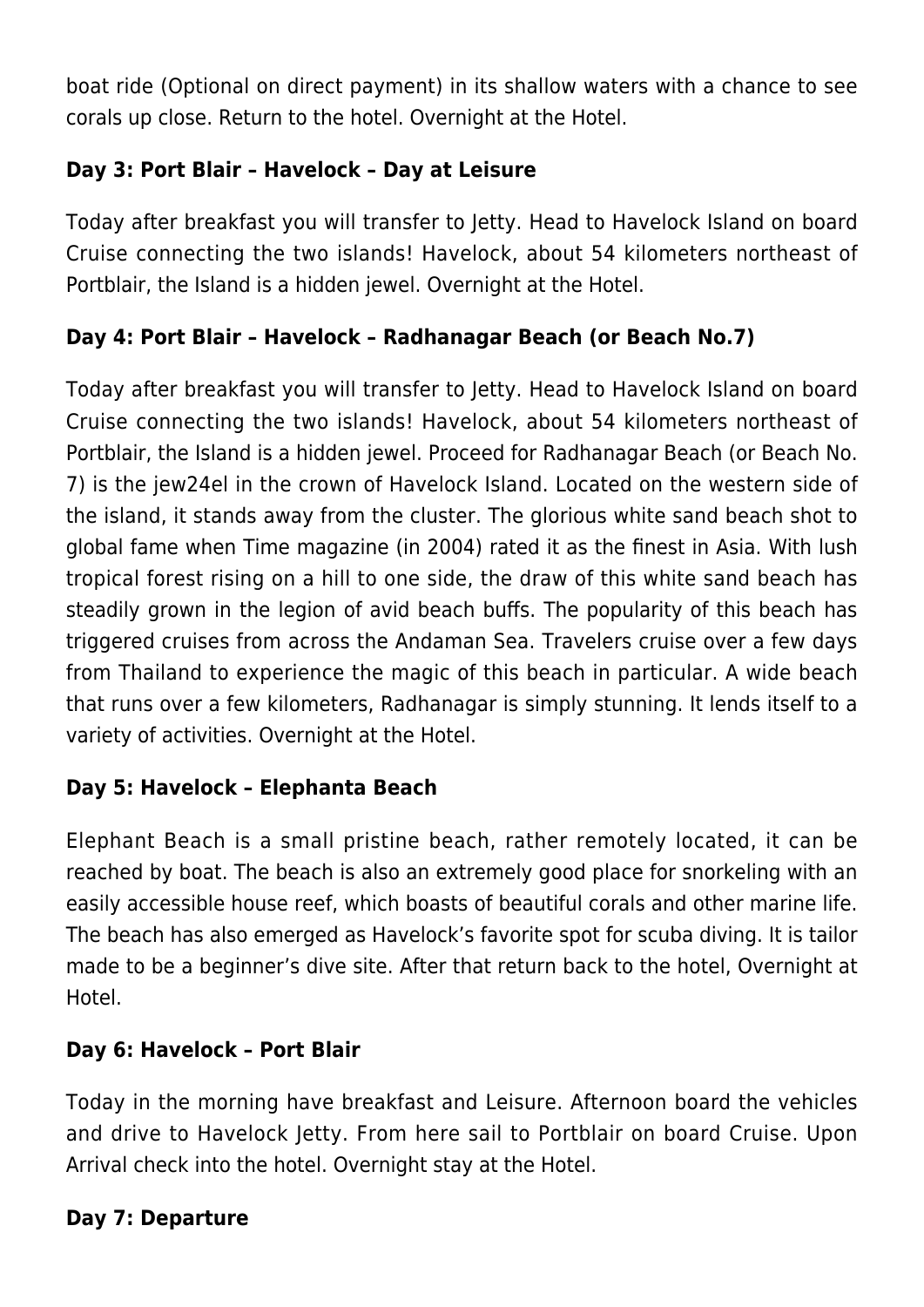boat ride (Optional on direct payment) in its shallow waters with a chance to see corals up close. Return to the hotel. Overnight at the Hotel.

### Day 3: Port Blair – Havelock – Day at Leisure

Today after breakfast you will transfer to Jetty. Head to Havelock Island on board Cruise connecting the two islands! Havelock, about 54 kilometers northeast of Portblair, the Island is a hidden jewel. Overnight at the Hotel.

### Day 4: Port Blair – Havelock – Radhanagar Beach (or Beach No.7)

Today after breakfast you will transfer to Jetty. Head to Havelock Island on board Cruise connecting the two islands! Havelock, about 54 kilometers northeast of Portblair, the Island is a hidden jewel. Proceed for Radhanagar Beach (or Beach No. 7) is the jew24el in the crown of Havelock Island. Located on the western side of the island, it stands away from the cluster. The glorious white sand beach shot to global fame when Time magazine (in 2004) rated it as the finest in Asia. With lush tropical forest rising on a hill to one side, the draw of this white sand beach has steadily grown in the legion of avid beach buffs. The popularity of this beach has triggered cruises from across the Andaman Sea. Travelers cruise over a few days from Thailand to experience the magic of this beach in particular. A wide beach that runs over a few kilometers, Radhanagar is simply stunning. It lends itself to a variety of activities. Overnight at the Hotel.

### Day 5: Havelock – Elephanta Beach

Elephant Beach is a small pristine beach, rather remotely located, it can be reached by boat. The beach is also an extremely good place for snorkeling with an easily accessible house reef, which boasts of beautiful corals and other marine life. The beach has also emerged as Havelock's favorite spot for scuba diving. It is tailor made to be a beginner's dive site. After that return back to the hotel, Overnight at Hotel.

### Day 6: Havelock – Port Blair

Today in the morning have breakfast and Leisure. Afternoon board the vehicles and drive to Havelock Jetty. From here sail to Portblair on board Cruise. Upon Arrival check into the hotel. Overnight stay at the Hotel.

### Day 7: Departure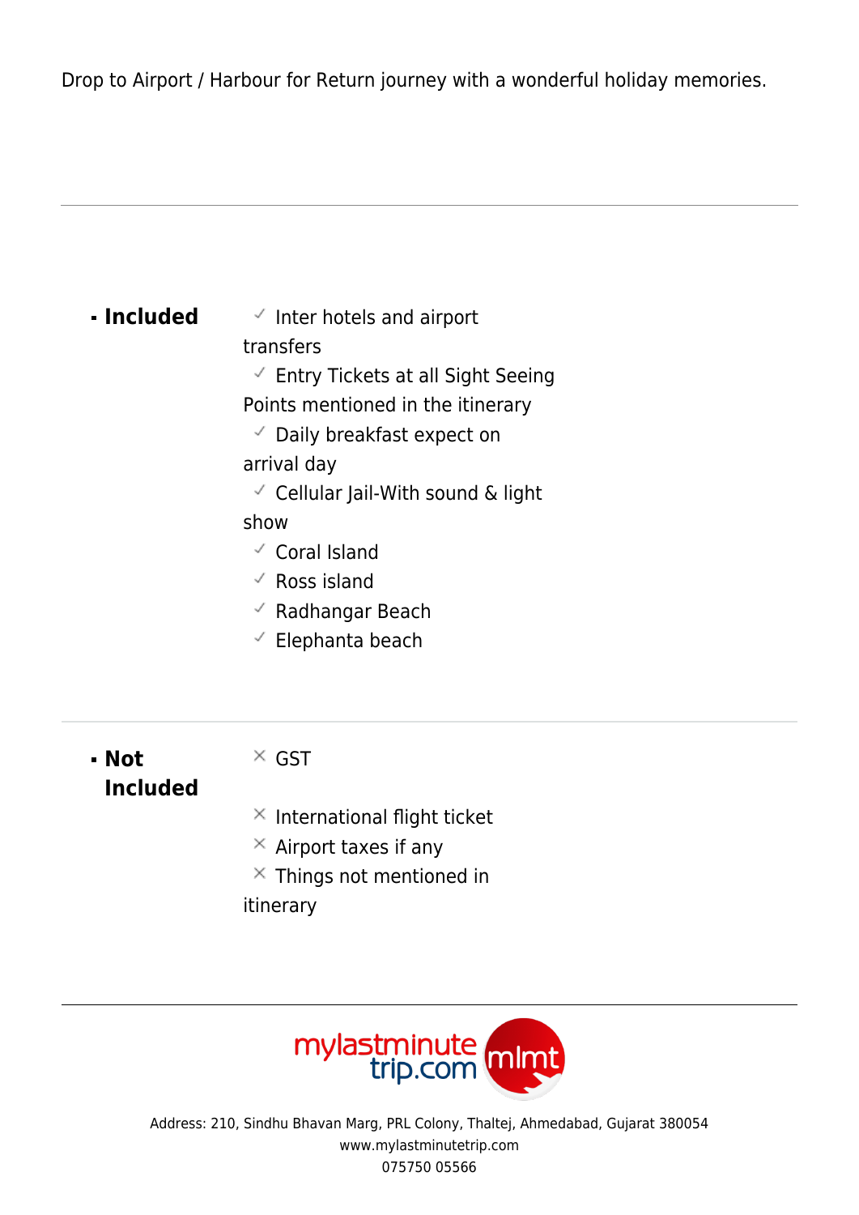Drop to Airport / Harbour for Return journey with a wonderful holiday memories.

---

- **Included**
  - ✓ Inter hotels and airport transfers
  - ✓ Entry Tickets at all Sight Seeing Points mentioned in the itinerary
  - ✓ Daily breakfast expect on arrival day
  - ✓ Cellular Jail-With sound & light show
  - ✓ Coral Island
  - ✓ Ross island
  - ✓ Radhangar Beach
  - ✓ Elephanta beach

---

- **Not Included**
  - × GST
  - × International flight ticket
  - × Airport taxes if any
  - × Things not mentioned in itinerary

---

mylastminutetrip.com mlmt

Address: 210, Sindhu Bhavan Marg, PRL Colony, Thaltej, Ahmedabad, Gujarat 380054
www.mylastminutetrip.com
075750 05566